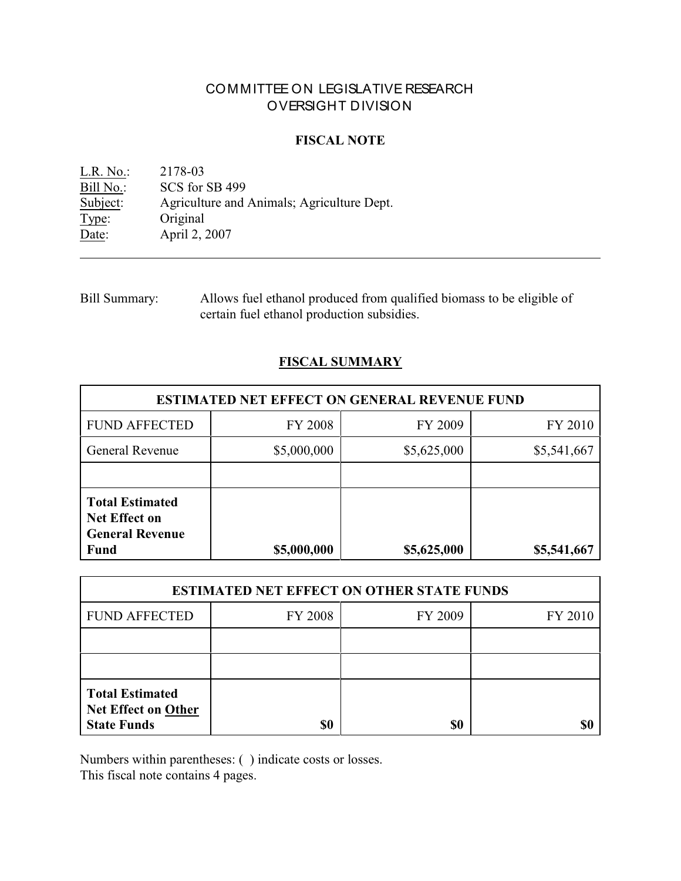# COMMITTEE ON LEGISLATIVE RESEARCH
# OVERSIGHT DIVISION

## FISCAL NOTE

<u>L.R. No.</u>: 2178-03
<u>Bill No.</u>: SCS for SB 499
<u>Subject</u>: Agriculture and Animals; Agriculture Dept.
<u>Type</u>: Original
<u>Date</u>: April 2, 2007

---

Bill Summary: Allows fuel ethanol produced from qualified biomass to be eligible of certain fuel ethanol production subsidies.

## FISCAL SUMMARY

| ESTIMATED NET EFFECT ON GENERAL REVENUE FUND | | | |
|---|---|---|---|
| FUND AFFECTED | FY 2008 | FY 2009 | FY 2010 |
| General Revenue | $5,000,000 | $5,625,000 | $5,541,667 |
| | | | |
| **Total Estimated Net Effect on General Revenue Fund** | **$5,000,000** | **$5,625,000** | **$5,541,667** |

| ESTIMATED NET EFFECT ON OTHER STATE FUNDS | | | |
|---|---|---|---|
| FUND AFFECTED | FY 2008 | FY 2009 | FY 2010 |
| | | | |
| | | | |
| **Total Estimated Net Effect on <u>Other</u> State Funds** | **$0** | **$0** | **$0** |

Numbers within parentheses: ( ) indicate costs or losses.
This fiscal note contains 4 pages.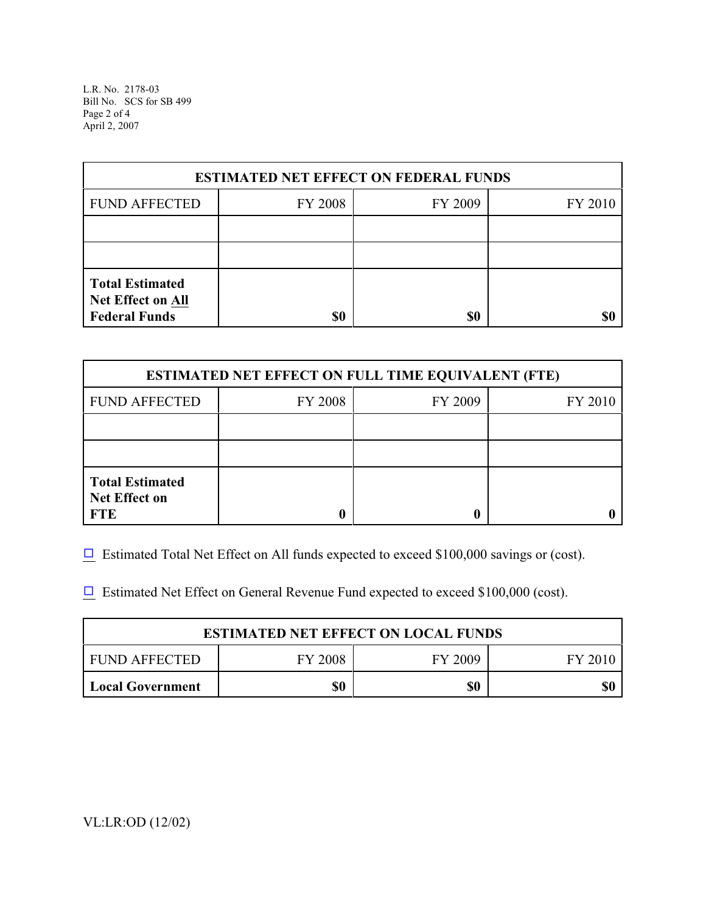| ESTIMATED NET EFFECT ON FEDERAL FUNDS | | | |
|---|---|---|---|
| FUND AFFECTED | FY 2008 | FY 2009 | FY 2010 |
| | | | |
| | | | |
| **Total Estimated Net Effect on All Federal Funds** | **$0** | **$0** | **$0** |

| ESTIMATED NET EFFECT ON FULL TIME EQUIVALENT (FTE) | | | |
|---|---|---|---|
| FUND AFFECTED | FY 2008 | FY 2009 | FY 2010 |
| | | | |
| | | | |
| **Total Estimated Net Effect on FTE** | **0** | **0** | **0** |

☐ Estimated Total Net Effect on All funds expected to exceed $100,000 savings or (cost).

☐ Estimated Net Effect on General Revenue Fund expected to exceed $100,000 (cost).

| ESTIMATED NET EFFECT ON LOCAL FUNDS | | | |
|---|---|---|---|
| FUND AFFECTED | FY 2008 | FY 2009 | FY 2010 |
| **Local Government** | **$0** | **$0** | **$0** |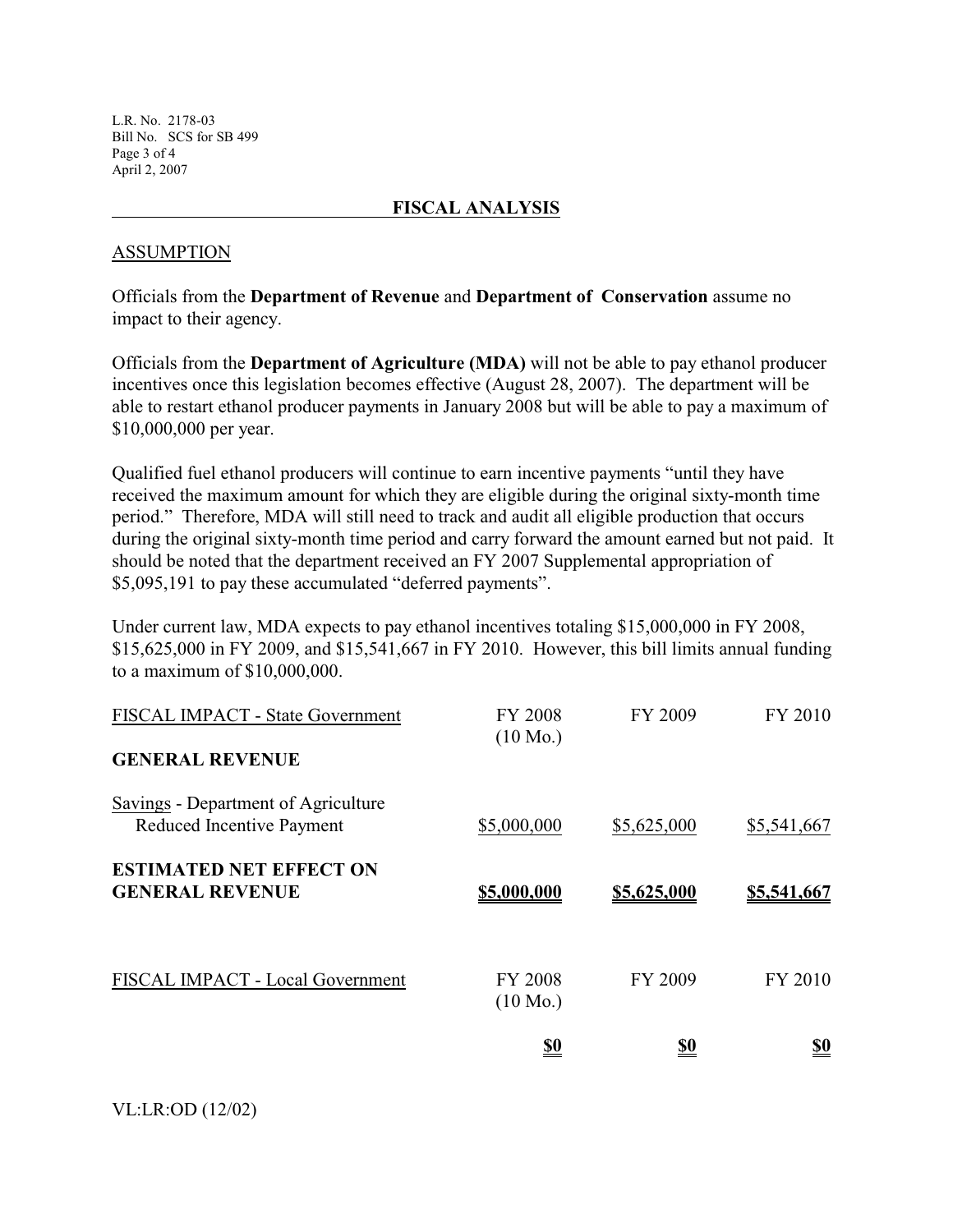## FISCAL ANALYSIS

### ASSUMPTION

Officials from the **Department of Revenue** and **Department of Conservation** assume no impact to their agency.

Officials from the **Department of Agriculture (MDA)** will not be able to pay ethanol producer incentives once this legislation becomes effective (August 28, 2007). The department will be able to restart ethanol producer payments in January 2008 but will be able to pay a maximum of $10,000,000 per year.

Qualified fuel ethanol producers will continue to earn incentive payments "until they have received the maximum amount for which they are eligible during the original sixty-month time period." Therefore, MDA will still need to track and audit all eligible production that occurs during the original sixty-month time period and carry forward the amount earned but not paid. It should be noted that the department received an FY 2007 Supplemental appropriation of $5,095,191 to pay these accumulated "deferred payments".

Under current law, MDA expects to pay ethanol incentives totaling $15,000,000 in FY 2008, $15,625,000 in FY 2009, and $15,541,667 in FY 2010. However, this bill limits annual funding to a maximum of $10,000,000.

| FISCAL IMPACT - State Government | FY 2008 (10 Mo.) | FY 2009 | FY 2010 |
|---|---|---|---|
| **GENERAL REVENUE** | | | |
| Savings - Department of Agriculture Reduced Incentive Payment | $5,000,000 | $5,625,000 | $5,541,667 |
| **ESTIMATED NET EFFECT ON GENERAL REVENUE** | **$5,000,000** | **$5,625,000** | **$5,541,667** |

| FISCAL IMPACT - Local Government | FY 2008 (10 Mo.) | FY 2009 | FY 2010 |
|---|---|---|---|
| | **$0** | **$0** | **$0** |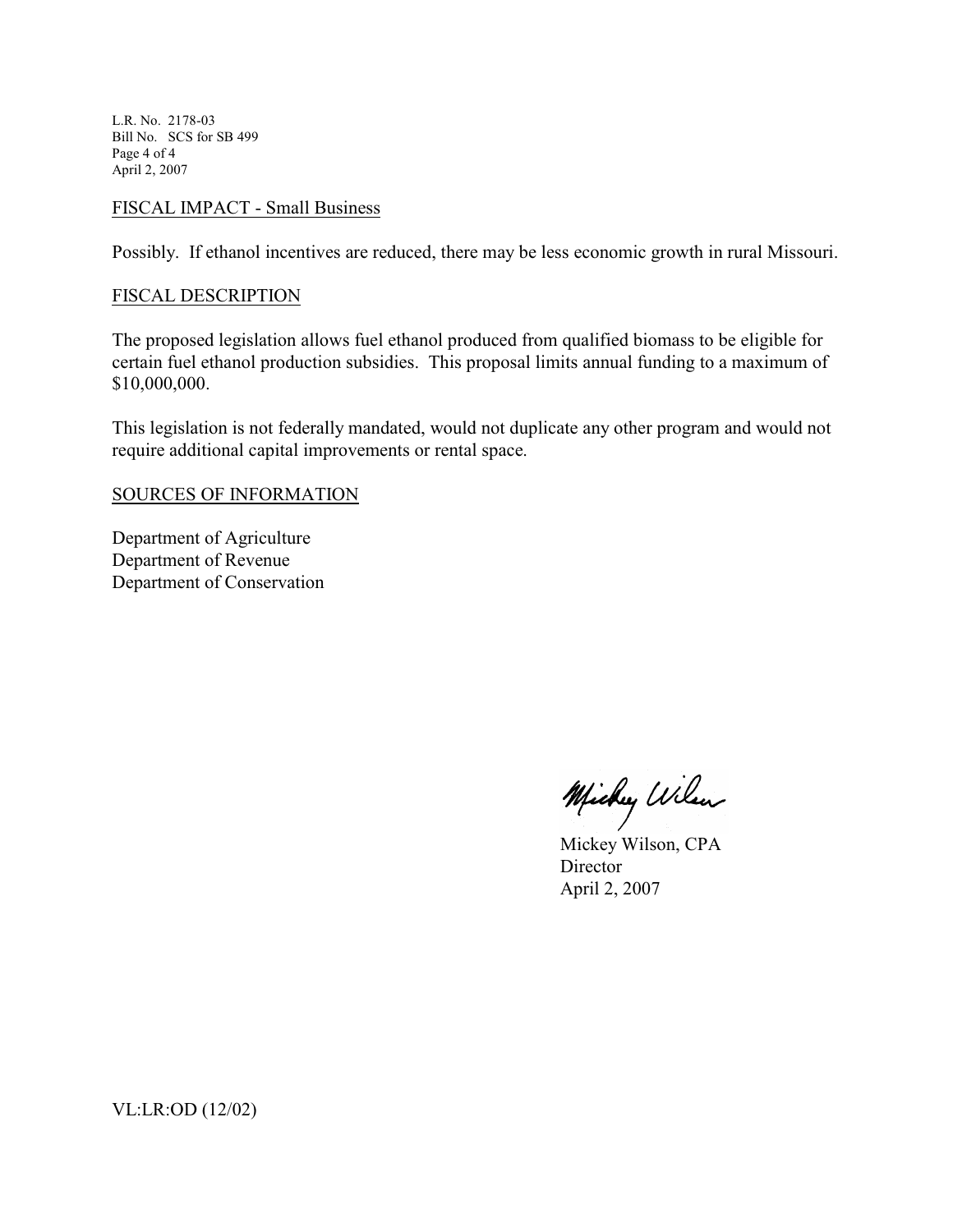FISCAL IMPACT - Small Business

Possibly. If ethanol incentives are reduced, there may be less economic growth in rural Missouri.

FISCAL DESCRIPTION

The proposed legislation allows fuel ethanol produced from qualified biomass to be eligible for certain fuel ethanol production subsidies. This proposal limits annual funding to a maximum of $10,000,000.

This legislation is not federally mandated, would not duplicate any other program and would not require additional capital improvements or rental space.

SOURCES OF INFORMATION

Department of Agriculture
Department of Revenue
Department of Conservation

Mickey Wilson, CPA
Director
April 2, 2007

VL:LR:OD (12/02)